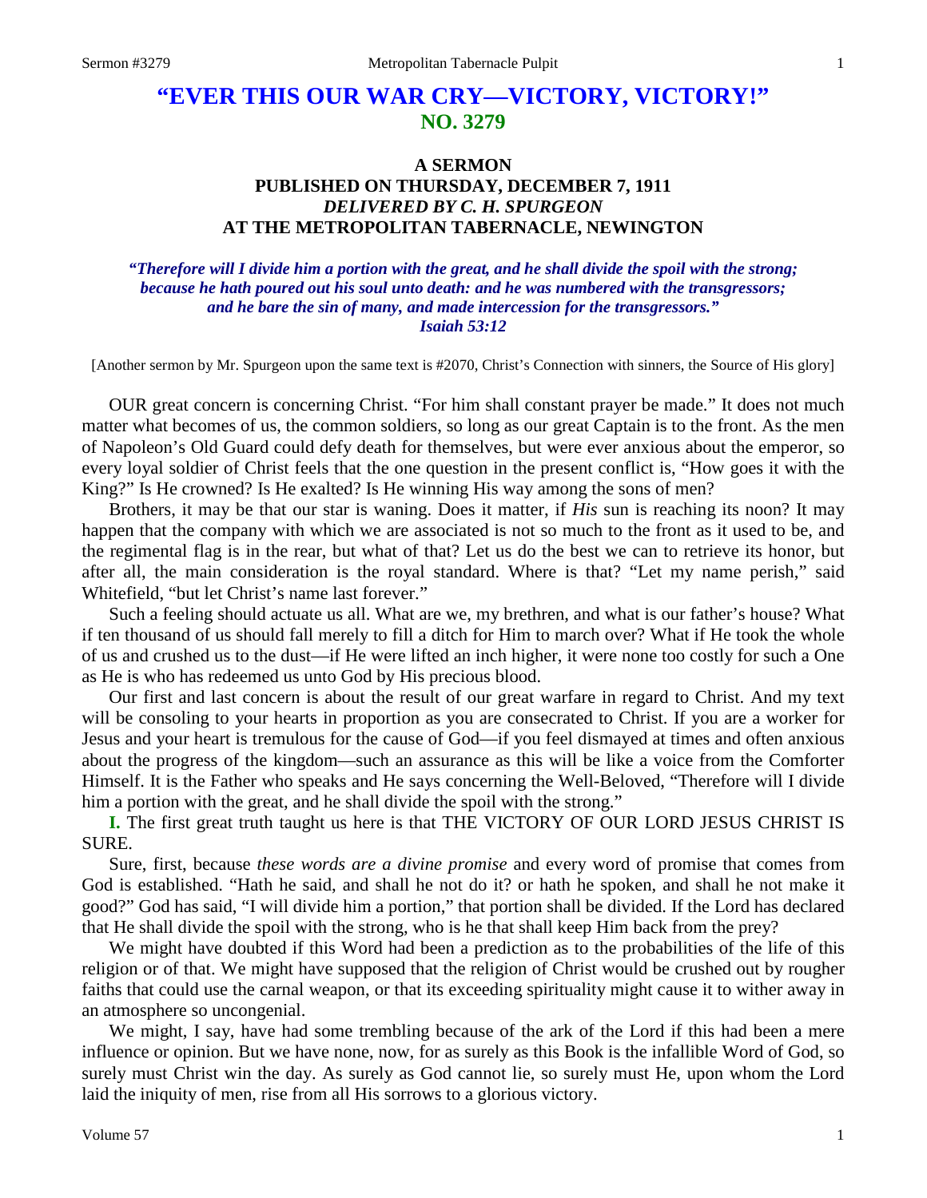# "EVER THIS OUR WAR CRY—VICTORY, VICTORY!"
## NO. 3279

### A SERMON
### PUBLISHED ON THURSDAY, DECEMBER 7, 1911
### *DELIVERED BY C. H. SPURGEON*
### AT THE METROPOLITAN TABERNACLE, NEWINGTON

***"Therefore will I divide him a portion with the great, and he shall divide the spoil with the strong; because he hath poured out his soul unto death: and he was numbered with the transgressors; and he bare the sin of many, and made intercession for the transgressors."***
***Isaiah 53:12***

[Another sermon by Mr. Spurgeon upon the same text is #2070, Christ's Connection with sinners, the Source of His glory]

OUR great concern is concerning Christ. "For him shall constant prayer be made." It does not much matter what becomes of us, the common soldiers, so long as our great Captain is to the front. As the men of Napoleon's Old Guard could defy death for themselves, but were ever anxious about the emperor, so every loyal soldier of Christ feels that the one question in the present conflict is, "How goes it with the King?" Is He crowned? Is He exalted? Is He winning His way among the sons of men?

Brothers, it may be that our star is waning. Does it matter, if *His* sun is reaching its noon? It may happen that the company with which we are associated is not so much to the front as it used to be, and the regimental flag is in the rear, but what of that? Let us do the best we can to retrieve its honor, but after all, the main consideration is the royal standard. Where is that? "Let my name perish," said Whitefield, "but let Christ's name last forever."

Such a feeling should actuate us all. What are we, my brethren, and what is our father's house? What if ten thousand of us should fall merely to fill a ditch for Him to march over? What if He took the whole of us and crushed us to the dust—if He were lifted an inch higher, it were none too costly for such a One as He is who has redeemed us unto God by His precious blood.

Our first and last concern is about the result of our great warfare in regard to Christ. And my text will be consoling to your hearts in proportion as you are consecrated to Christ. If you are a worker for Jesus and your heart is tremulous for the cause of God—if you feel dismayed at times and often anxious about the progress of the kingdom—such an assurance as this will be like a voice from the Comforter Himself. It is the Father who speaks and He says concerning the Well-Beloved, "Therefore will I divide him a portion with the great, and he shall divide the spoil with the strong."

**I.** The first great truth taught us here is that THE VICTORY OF OUR LORD JESUS CHRIST IS SURE.

Sure, first, because *these words are a divine promise* and every word of promise that comes from God is established. "Hath he said, and shall he not do it? or hath he spoken, and shall he not make it good?" God has said, "I will divide him a portion," that portion shall be divided. If the Lord has declared that He shall divide the spoil with the strong, who is he that shall keep Him back from the prey?

We might have doubted if this Word had been a prediction as to the probabilities of the life of this religion or of that. We might have supposed that the religion of Christ would be crushed out by rougher faiths that could use the carnal weapon, or that its exceeding spirituality might cause it to wither away in an atmosphere so uncongenial.

We might, I say, have had some trembling because of the ark of the Lord if this had been a mere influence or opinion. But we have none, now, for as surely as this Book is the infallible Word of God, so surely must Christ win the day. As surely as God cannot lie, so surely must He, upon whom the Lord laid the iniquity of men, rise from all His sorrows to a glorious victory.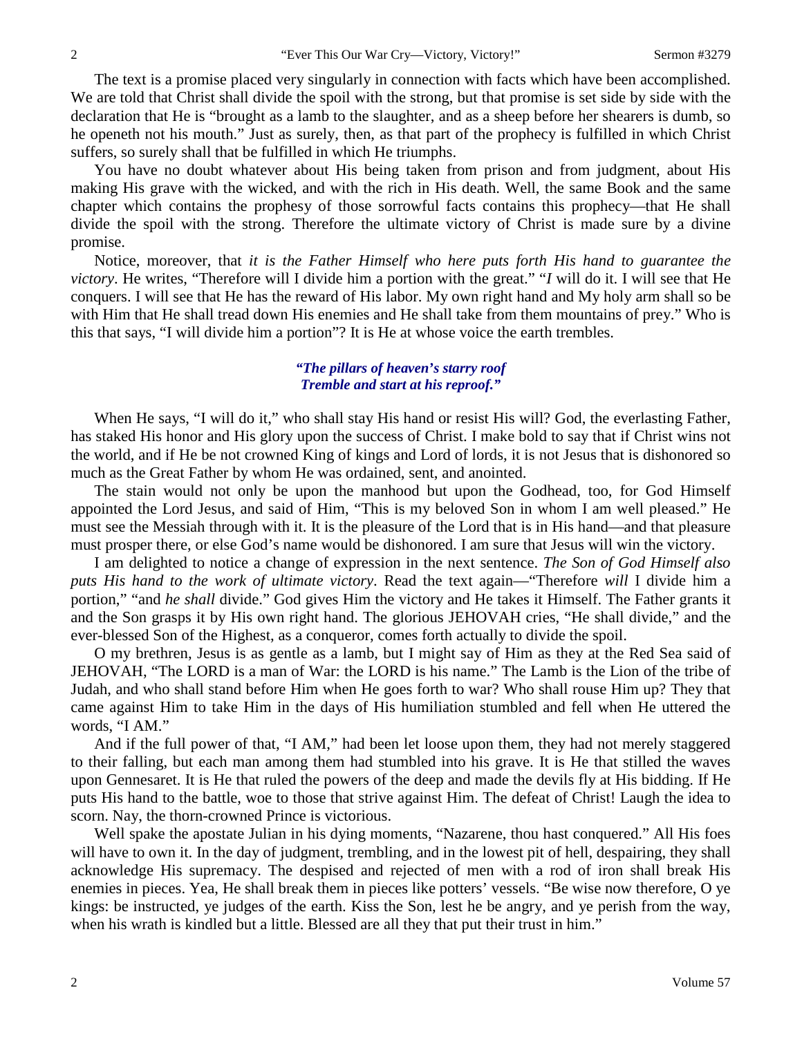The text is a promise placed very singularly in connection with facts which have been accomplished. We are told that Christ shall divide the spoil with the strong, but that promise is set side by side with the declaration that He is "brought as a lamb to the slaughter, and as a sheep before her shearers is dumb, so he openeth not his mouth." Just as surely, then, as that part of the prophecy is fulfilled in which Christ suffers, so surely shall that be fulfilled in which He triumphs.

You have no doubt whatever about His being taken from prison and from judgment, about His making His grave with the wicked, and with the rich in His death. Well, the same Book and the same chapter which contains the prophesy of those sorrowful facts contains this prophecy—that He shall divide the spoil with the strong. Therefore the ultimate victory of Christ is made sure by a divine promise.

Notice, moreover, that *it is the Father Himself who here puts forth His hand to guarantee the victory*. He writes, "Therefore will I divide him a portion with the great." "*I* will do it. I will see that He conquers. I will see that He has the reward of His labor. My own right hand and My holy arm shall so be with Him that He shall tread down His enemies and He shall take from them mountains of prey." Who is this that says, "I will divide him a portion"? It is He at whose voice the earth trembles.

*"The pillars of heaven's starry roof*
*Tremble and start at his reproof."*

When He says, "I will do it," who shall stay His hand or resist His will? God, the everlasting Father, has staked His honor and His glory upon the success of Christ. I make bold to say that if Christ wins not the world, and if He be not crowned King of kings and Lord of lords, it is not Jesus that is dishonored so much as the Great Father by whom He was ordained, sent, and anointed.

The stain would not only be upon the manhood but upon the Godhead, too, for God Himself appointed the Lord Jesus, and said of Him, "This is my beloved Son in whom I am well pleased." He must see the Messiah through with it. It is the pleasure of the Lord that is in His hand—and that pleasure must prosper there, or else God's name would be dishonored. I am sure that Jesus will win the victory.

I am delighted to notice a change of expression in the next sentence. *The Son of God Himself also puts His hand to the work of ultimate victory*. Read the text again—"Therefore *will* I divide him a portion," "and *he shall* divide." God gives Him the victory and He takes it Himself. The Father grants it and the Son grasps it by His own right hand. The glorious JEHOVAH cries, "He shall divide," and the ever-blessed Son of the Highest, as a conqueror, comes forth actually to divide the spoil.

O my brethren, Jesus is as gentle as a lamb, but I might say of Him as they at the Red Sea said of JEHOVAH, "The LORD is a man of War: the LORD is his name." The Lamb is the Lion of the tribe of Judah, and who shall stand before Him when He goes forth to war? Who shall rouse Him up? They that came against Him to take Him in the days of His humiliation stumbled and fell when He uttered the words, "I AM."

And if the full power of that, "I AM," had been let loose upon them, they had not merely staggered to their falling, but each man among them had stumbled into his grave. It is He that stilled the waves upon Gennesaret. It is He that ruled the powers of the deep and made the devils fly at His bidding. If He puts His hand to the battle, woe to those that strive against Him. The defeat of Christ! Laugh the idea to scorn. Nay, the thorn-crowned Prince is victorious.

Well spake the apostate Julian in his dying moments, "Nazarene, thou hast conquered." All His foes will have to own it. In the day of judgment, trembling, and in the lowest pit of hell, despairing, they shall acknowledge His supremacy. The despised and rejected of men with a rod of iron shall break His enemies in pieces. Yea, He shall break them in pieces like potters' vessels. "Be wise now therefore, O ye kings: be instructed, ye judges of the earth. Kiss the Son, lest he be angry, and ye perish from the way, when his wrath is kindled but a little. Blessed are all they that put their trust in him."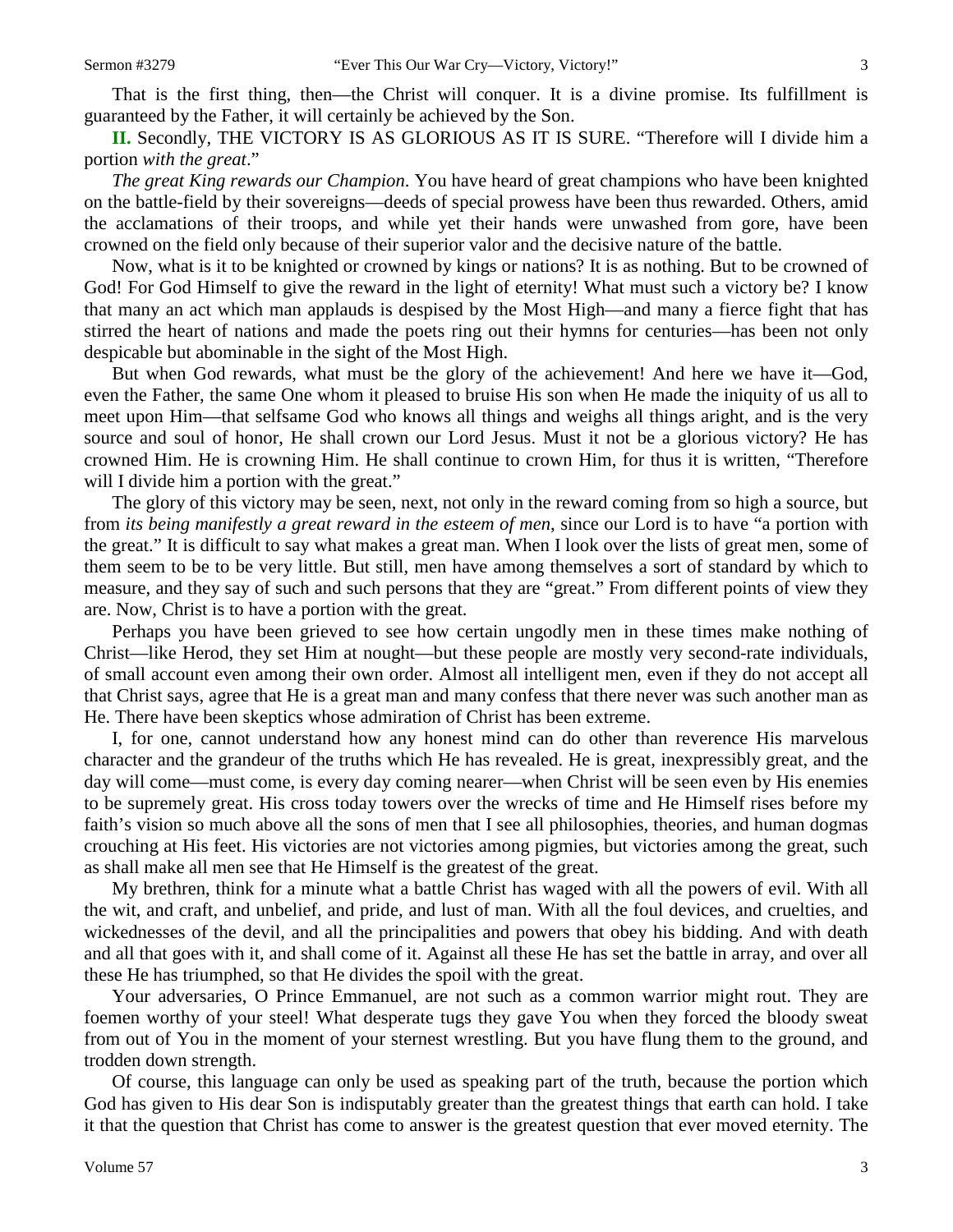That is the first thing, then—the Christ will conquer. It is a divine promise. Its fulfillment is guaranteed by the Father, it will certainly be achieved by the Son.

**II.** Secondly, THE VICTORY IS AS GLORIOUS AS IT IS SURE. "Therefore will I divide him a portion *with the great*."

*The great King rewards our Champion*. You have heard of great champions who have been knighted on the battle-field by their sovereigns—deeds of special prowess have been thus rewarded. Others, amid the acclamations of their troops, and while yet their hands were unwashed from gore, have been crowned on the field only because of their superior valor and the decisive nature of the battle.

Now, what is it to be knighted or crowned by kings or nations? It is as nothing. But to be crowned of God! For God Himself to give the reward in the light of eternity! What must such a victory be? I know that many an act which man applauds is despised by the Most High—and many a fierce fight that has stirred the heart of nations and made the poets ring out their hymns for centuries—has been not only despicable but abominable in the sight of the Most High.

But when God rewards, what must be the glory of the achievement! And here we have it—God, even the Father, the same One whom it pleased to bruise His son when He made the iniquity of us all to meet upon Him—that selfsame God who knows all things and weighs all things aright, and is the very source and soul of honor, He shall crown our Lord Jesus. Must it not be a glorious victory? He has crowned Him. He is crowning Him. He shall continue to crown Him, for thus it is written, "Therefore will I divide him a portion with the great."

The glory of this victory may be seen, next, not only in the reward coming from so high a source, but from *its being manifestly a great reward in the esteem of men*, since our Lord is to have "a portion with the great." It is difficult to say what makes a great man. When I look over the lists of great men, some of them seem to be to be very little. But still, men have among themselves a sort of standard by which to measure, and they say of such and such persons that they are "great." From different points of view they are. Now, Christ is to have a portion with the great.

Perhaps you have been grieved to see how certain ungodly men in these times make nothing of Christ—like Herod, they set Him at nought—but these people are mostly very second-rate individuals, of small account even among their own order. Almost all intelligent men, even if they do not accept all that Christ says, agree that He is a great man and many confess that there never was such another man as He. There have been skeptics whose admiration of Christ has been extreme.

I, for one, cannot understand how any honest mind can do other than reverence His marvelous character and the grandeur of the truths which He has revealed. He is great, inexpressibly great, and the day will come—must come, is every day coming nearer—when Christ will be seen even by His enemies to be supremely great. His cross today towers over the wrecks of time and He Himself rises before my faith's vision so much above all the sons of men that I see all philosophies, theories, and human dogmas crouching at His feet. His victories are not victories among pigmies, but victories among the great, such as shall make all men see that He Himself is the greatest of the great.

My brethren, think for a minute what a battle Christ has waged with all the powers of evil. With all the wit, and craft, and unbelief, and pride, and lust of man. With all the foul devices, and cruelties, and wickednesses of the devil, and all the principalities and powers that obey his bidding. And with death and all that goes with it, and shall come of it. Against all these He has set the battle in array, and over all these He has triumphed, so that He divides the spoil with the great.

Your adversaries, O Prince Emmanuel, are not such as a common warrior might rout. They are foemen worthy of your steel! What desperate tugs they gave You when they forced the bloody sweat from out of You in the moment of your sternest wrestling. But you have flung them to the ground, and trodden down strength.

Of course, this language can only be used as speaking part of the truth, because the portion which God has given to His dear Son is indisputably greater than the greatest things that earth can hold. I take it that the question that Christ has come to answer is the greatest question that ever moved eternity. The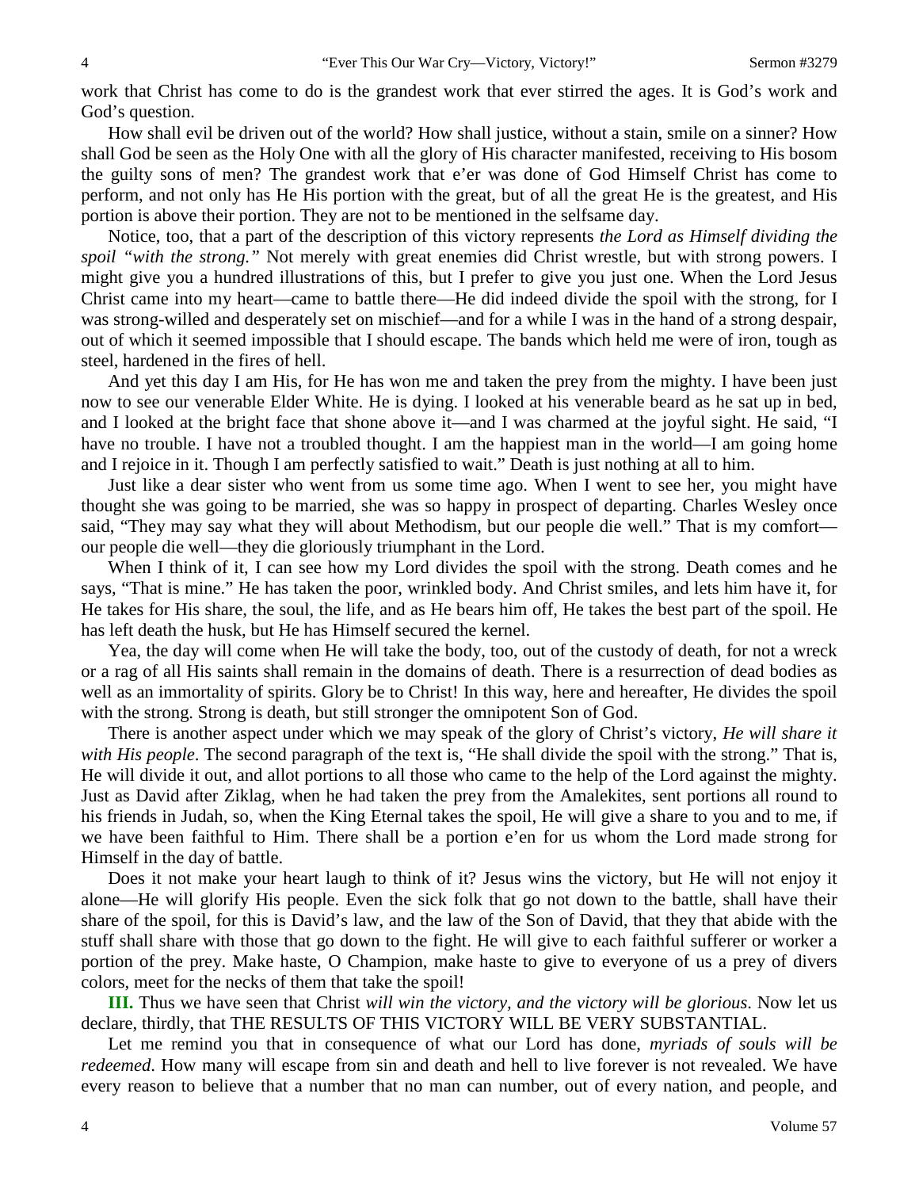work that Christ has come to do is the grandest work that ever stirred the ages. It is God's work and God's question.

How shall evil be driven out of the world? How shall justice, without a stain, smile on a sinner? How shall God be seen as the Holy One with all the glory of His character manifested, receiving to His bosom the guilty sons of men? The grandest work that e'er was done of God Himself Christ has come to perform, and not only has He His portion with the great, but of all the great He is the greatest, and His portion is above their portion. They are not to be mentioned in the selfsame day.

Notice, too, that a part of the description of this victory represents *the Lord as Himself dividing the spoil "with the strong."* Not merely with great enemies did Christ wrestle, but with strong powers. I might give you a hundred illustrations of this, but I prefer to give you just one. When the Lord Jesus Christ came into my heart—came to battle there—He did indeed divide the spoil with the strong, for I was strong-willed and desperately set on mischief—and for a while I was in the hand of a strong despair, out of which it seemed impossible that I should escape. The bands which held me were of iron, tough as steel, hardened in the fires of hell.

And yet this day I am His, for He has won me and taken the prey from the mighty. I have been just now to see our venerable Elder White. He is dying. I looked at his venerable beard as he sat up in bed, and I looked at the bright face that shone above it—and I was charmed at the joyful sight. He said, "I have no trouble. I have not a troubled thought. I am the happiest man in the world—I am going home and I rejoice in it. Though I am perfectly satisfied to wait." Death is just nothing at all to him.

Just like a dear sister who went from us some time ago. When I went to see her, you might have thought she was going to be married, she was so happy in prospect of departing. Charles Wesley once said, "They may say what they will about Methodism, but our people die well." That is my comfort—our people die well—they die gloriously triumphant in the Lord.

When I think of it, I can see how my Lord divides the spoil with the strong. Death comes and he says, "That is mine." He has taken the poor, wrinkled body. And Christ smiles, and lets him have it, for He takes for His share, the soul, the life, and as He bears him off, He takes the best part of the spoil. He has left death the husk, but He has Himself secured the kernel.

Yea, the day will come when He will take the body, too, out of the custody of death, for not a wreck or a rag of all His saints shall remain in the domains of death. There is a resurrection of dead bodies as well as an immortality of spirits. Glory be to Christ! In this way, here and hereafter, He divides the spoil with the strong. Strong is death, but still stronger the omnipotent Son of God.

There is another aspect under which we may speak of the glory of Christ's victory, *He will share it with His people*. The second paragraph of the text is, "He shall divide the spoil with the strong." That is, He will divide it out, and allot portions to all those who came to the help of the Lord against the mighty. Just as David after Ziklag, when he had taken the prey from the Amalekites, sent portions all round to his friends in Judah, so, when the King Eternal takes the spoil, He will give a share to you and to me, if we have been faithful to Him. There shall be a portion e'en for us whom the Lord made strong for Himself in the day of battle.

Does it not make your heart laugh to think of it? Jesus wins the victory, but He will not enjoy it alone—He will glorify His people. Even the sick folk that go not down to the battle, shall have their share of the spoil, for this is David's law, and the law of the Son of David, that they that abide with the stuff shall share with those that go down to the fight. He will give to each faithful sufferer or worker a portion of the prey. Make haste, O Champion, make haste to give to everyone of us a prey of divers colors, meet for the necks of them that take the spoil!

**III.** Thus we have seen that Christ *will win the victory, and the victory will be glorious*. Now let us declare, thirdly, that THE RESULTS OF THIS VICTORY WILL BE VERY SUBSTANTIAL.

Let me remind you that in consequence of what our Lord has done, *myriads of souls will be redeemed*. How many will escape from sin and death and hell to live forever is not revealed. We have every reason to believe that a number that no man can number, out of every nation, and people, and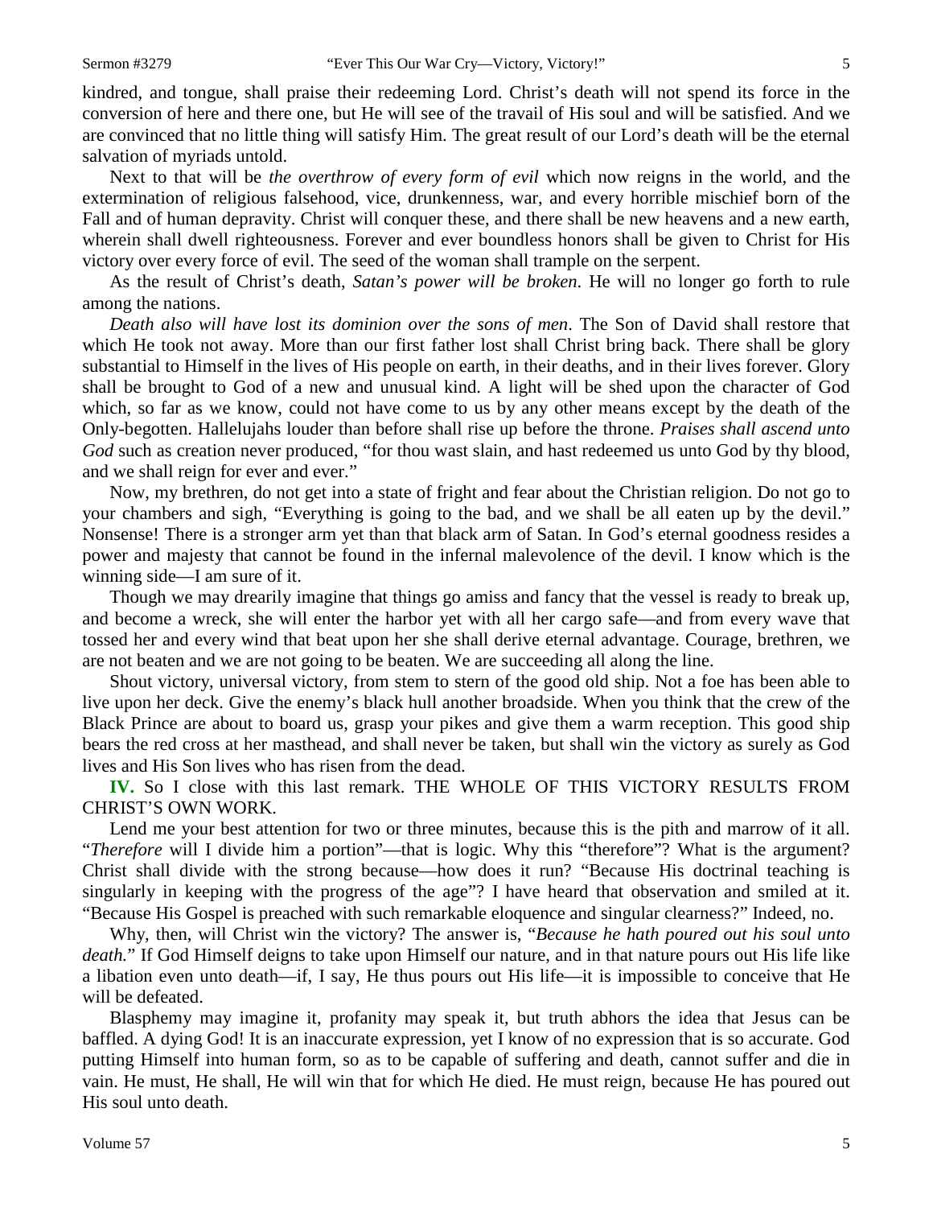kindred, and tongue, shall praise their redeeming Lord. Christ's death will not spend its force in the conversion of here and there one, but He will see of the travail of His soul and will be satisfied. And we are convinced that no little thing will satisfy Him. The great result of our Lord's death will be the eternal salvation of myriads untold.

Next to that will be *the overthrow of every form of evil* which now reigns in the world, and the extermination of religious falsehood, vice, drunkenness, war, and every horrible mischief born of the Fall and of human depravity. Christ will conquer these, and there shall be new heavens and a new earth, wherein shall dwell righteousness. Forever and ever boundless honors shall be given to Christ for His victory over every force of evil. The seed of the woman shall trample on the serpent.

As the result of Christ's death, *Satan's power will be broken*. He will no longer go forth to rule among the nations.

*Death also will have lost its dominion over the sons of men*. The Son of David shall restore that which He took not away. More than our first father lost shall Christ bring back. There shall be glory substantial to Himself in the lives of His people on earth, in their deaths, and in their lives forever. Glory shall be brought to God of a new and unusual kind. A light will be shed upon the character of God which, so far as we know, could not have come to us by any other means except by the death of the Only-begotten. Hallelujahs louder than before shall rise up before the throne. *Praises shall ascend unto God* such as creation never produced, "for thou wast slain, and hast redeemed us unto God by thy blood, and we shall reign for ever and ever."

Now, my brethren, do not get into a state of fright and fear about the Christian religion. Do not go to your chambers and sigh, "Everything is going to the bad, and we shall be all eaten up by the devil." Nonsense! There is a stronger arm yet than that black arm of Satan. In God's eternal goodness resides a power and majesty that cannot be found in the infernal malevolence of the devil. I know which is the winning side—I am sure of it.

Though we may drearily imagine that things go amiss and fancy that the vessel is ready to break up, and become a wreck, she will enter the harbor yet with all her cargo safe—and from every wave that tossed her and every wind that beat upon her she shall derive eternal advantage. Courage, brethren, we are not beaten and we are not going to be beaten. We are succeeding all along the line.

Shout victory, universal victory, from stem to stern of the good old ship. Not a foe has been able to live upon her deck. Give the enemy's black hull another broadside. When you think that the crew of the Black Prince are about to board us, grasp your pikes and give them a warm reception. This good ship bears the red cross at her masthead, and shall never be taken, but shall win the victory as surely as God lives and His Son lives who has risen from the dead.

**IV.** So I close with this last remark. THE WHOLE OF THIS VICTORY RESULTS FROM CHRIST'S OWN WORK.

Lend me your best attention for two or three minutes, because this is the pith and marrow of it all. "*Therefore* will I divide him a portion"—that is logic. Why this "therefore"? What is the argument? Christ shall divide with the strong because—how does it run? "Because His doctrinal teaching is singularly in keeping with the progress of the age"? I have heard that observation and smiled at it. "Because His Gospel is preached with such remarkable eloquence and singular clearness?" Indeed, no.

Why, then, will Christ win the victory? The answer is, "*Because he hath poured out his soul unto death.*" If God Himself deigns to take upon Himself our nature, and in that nature pours out His life like a libation even unto death—if, I say, He thus pours out His life—it is impossible to conceive that He will be defeated.

Blasphemy may imagine it, profanity may speak it, but truth abhors the idea that Jesus can be baffled. A dying God! It is an inaccurate expression, yet I know of no expression that is so accurate. God putting Himself into human form, so as to be capable of suffering and death, cannot suffer and die in vain. He must, He shall, He will win that for which He died. He must reign, because He has poured out His soul unto death.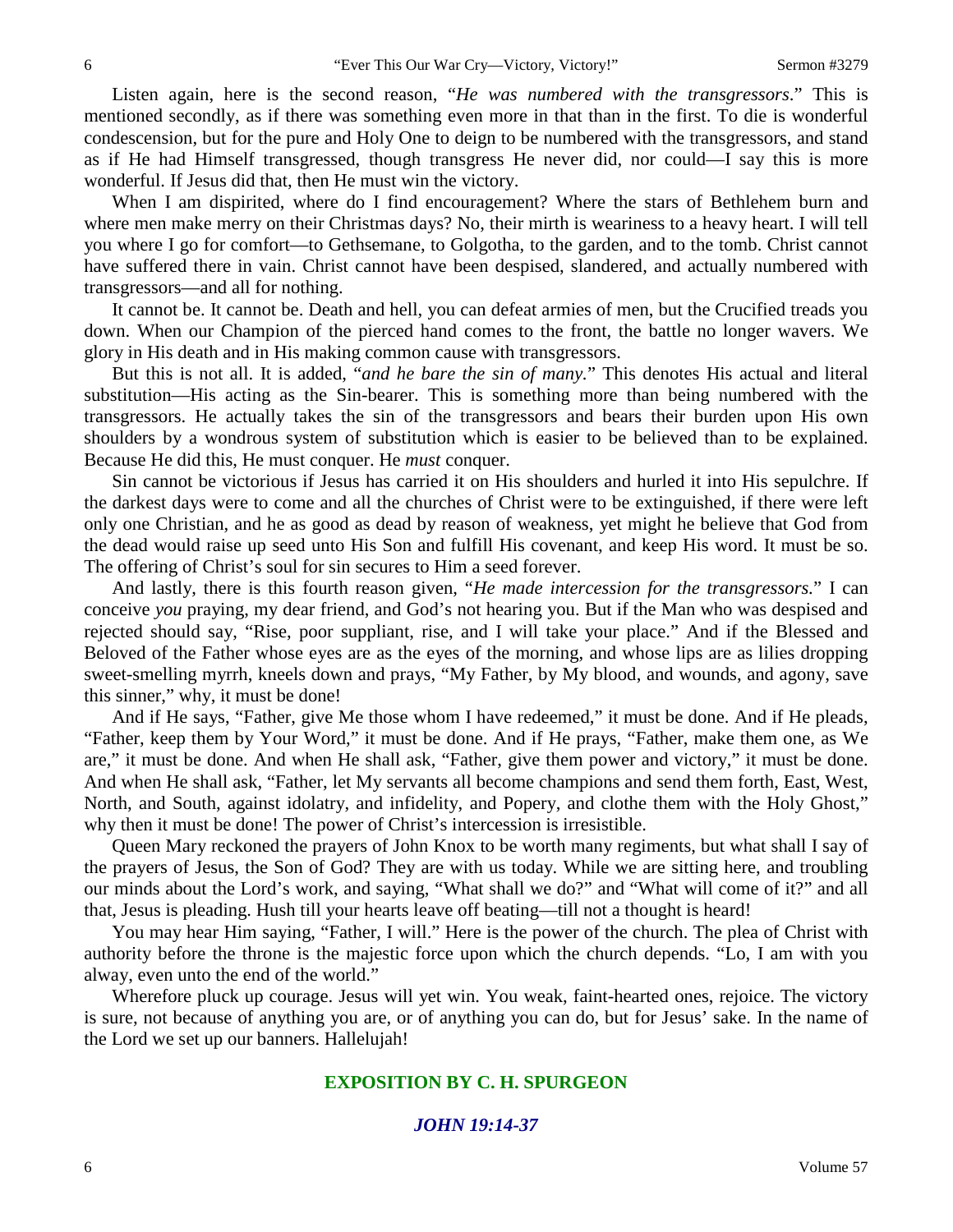Listen again, here is the second reason, "*He was numbered with the transgressors*." This is mentioned secondly, as if there was something even more in that than in the first. To die is wonderful condescension, but for the pure and Holy One to deign to be numbered with the transgressors, and stand as if He had Himself transgressed, though transgress He never did, nor could—I say this is more wonderful. If Jesus did that, then He must win the victory.

When I am dispirited, where do I find encouragement? Where the stars of Bethlehem burn and where men make merry on their Christmas days? No, their mirth is weariness to a heavy heart. I will tell you where I go for comfort—to Gethsemane, to Golgotha, to the garden, and to the tomb. Christ cannot have suffered there in vain. Christ cannot have been despised, slandered, and actually numbered with transgressors—and all for nothing.

It cannot be. It cannot be. Death and hell, you can defeat armies of men, but the Crucified treads you down. When our Champion of the pierced hand comes to the front, the battle no longer wavers. We glory in His death and in His making common cause with transgressors.

But this is not all. It is added, "*and he bare the sin of many.*" This denotes His actual and literal substitution—His acting as the Sin-bearer. This is something more than being numbered with the transgressors. He actually takes the sin of the transgressors and bears their burden upon His own shoulders by a wondrous system of substitution which is easier to be believed than to be explained. Because He did this, He must conquer. He *must* conquer.

Sin cannot be victorious if Jesus has carried it on His shoulders and hurled it into His sepulchre. If the darkest days were to come and all the churches of Christ were to be extinguished, if there were left only one Christian, and he as good as dead by reason of weakness, yet might he believe that God from the dead would raise up seed unto His Son and fulfill His covenant, and keep His word. It must be so. The offering of Christ's soul for sin secures to Him a seed forever.

And lastly, there is this fourth reason given, "*He made intercession for the transgressors.*" I can conceive *you* praying, my dear friend, and God's not hearing you. But if the Man who was despised and rejected should say, "Rise, poor suppliant, rise, and I will take your place." And if the Blessed and Beloved of the Father whose eyes are as the eyes of the morning, and whose lips are as lilies dropping sweet-smelling myrrh, kneels down and prays, "My Father, by My blood, and wounds, and agony, save this sinner," why, it must be done!

And if He says, "Father, give Me those whom I have redeemed," it must be done. And if He pleads, "Father, keep them by Your Word," it must be done. And if He prays, "Father, make them one, as We are," it must be done. And when He shall ask, "Father, give them power and victory," it must be done. And when He shall ask, "Father, let My servants all become champions and send them forth, East, West, North, and South, against idolatry, and infidelity, and Popery, and clothe them with the Holy Ghost," why then it must be done! The power of Christ's intercession is irresistible.

Queen Mary reckoned the prayers of John Knox to be worth many regiments, but what shall I say of the prayers of Jesus, the Son of God? They are with us today. While we are sitting here, and troubling our minds about the Lord's work, and saying, "What shall we do?" and "What will come of it?" and all that, Jesus is pleading. Hush till your hearts leave off beating—till not a thought is heard!

You may hear Him saying, "Father, I will." Here is the power of the church. The plea of Christ with authority before the throne is the majestic force upon which the church depends. "Lo, I am with you alway, even unto the end of the world."

Wherefore pluck up courage. Jesus will yet win. You weak, faint-hearted ones, rejoice. The victory is sure, not because of anything you are, or of anything you can do, but for Jesus' sake. In the name of the Lord we set up our banners. Hallelujah!

## EXPOSITION BY C. H. SPURGEON

### *JOHN 19:14-37*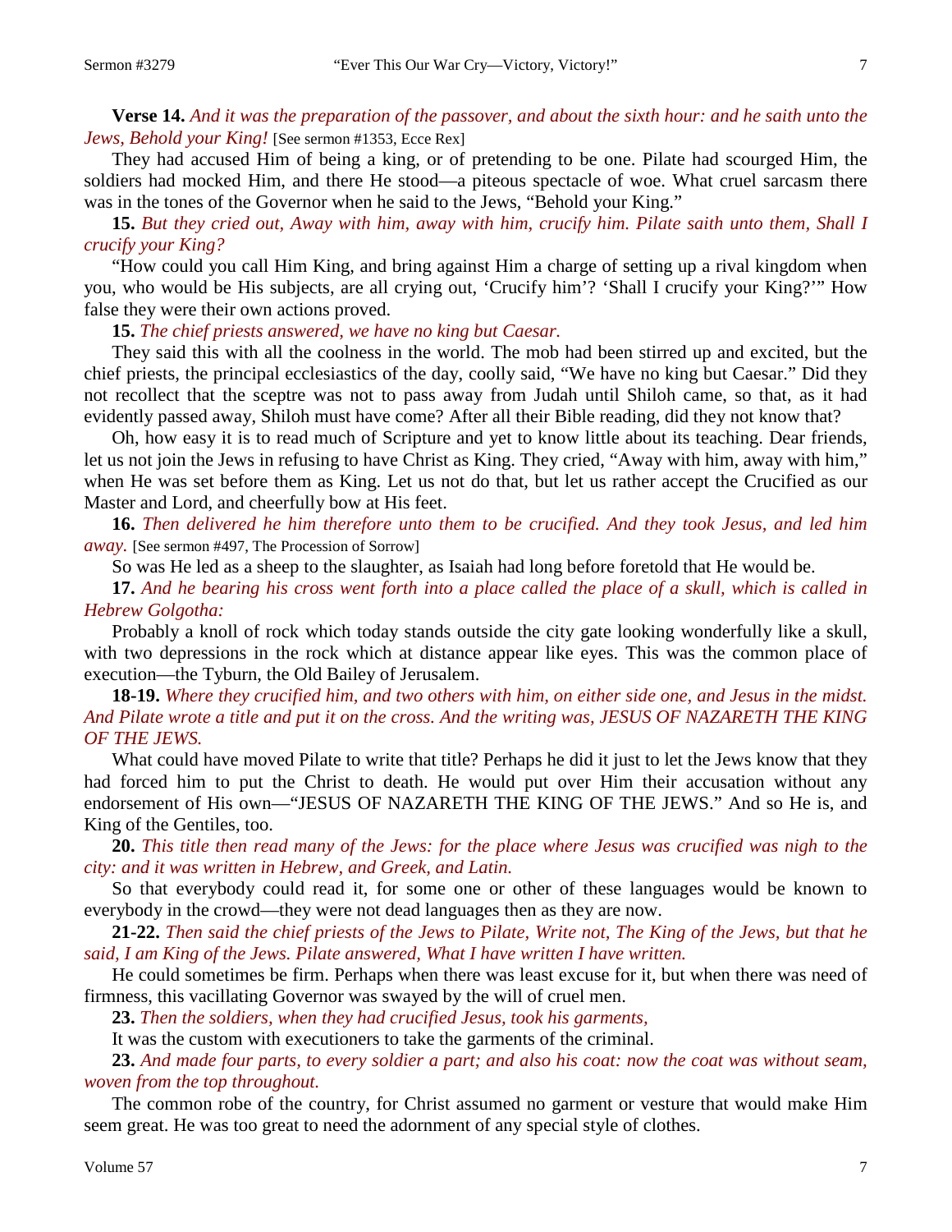**Verse 14.** *And it was the preparation of the passover, and about the sixth hour: and he saith unto the Jews, Behold your King!* [See sermon #1353, Ecce Rex]

They had accused Him of being a king, or of pretending to be one. Pilate had scourged Him, the soldiers had mocked Him, and there He stood—a piteous spectacle of woe. What cruel sarcasm there was in the tones of the Governor when he said to the Jews, "Behold your King."

**15.** *But they cried out, Away with him, away with him, crucify him. Pilate saith unto them, Shall I crucify your King?*

"How could you call Him King, and bring against Him a charge of setting up a rival kingdom when you, who would be His subjects, are all crying out, 'Crucify him'? 'Shall I crucify your King?'" How false they were their own actions proved.

**15.** *The chief priests answered, we have no king but Caesar.*

They said this with all the coolness in the world. The mob had been stirred up and excited, but the chief priests, the principal ecclesiastics of the day, coolly said, "We have no king but Caesar." Did they not recollect that the sceptre was not to pass away from Judah until Shiloh came, so that, as it had evidently passed away, Shiloh must have come? After all their Bible reading, did they not know that?

Oh, how easy it is to read much of Scripture and yet to know little about its teaching. Dear friends, let us not join the Jews in refusing to have Christ as King. They cried, "Away with him, away with him," when He was set before them as King. Let us not do that, but let us rather accept the Crucified as our Master and Lord, and cheerfully bow at His feet.

**16.** *Then delivered he him therefore unto them to be crucified. And they took Jesus, and led him away.* [See sermon #497, The Procession of Sorrow]

So was He led as a sheep to the slaughter, as Isaiah had long before foretold that He would be.

**17.** *And he bearing his cross went forth into a place called the place of a skull, which is called in Hebrew Golgotha:*

Probably a knoll of rock which today stands outside the city gate looking wonderfully like a skull, with two depressions in the rock which at distance appear like eyes. This was the common place of execution—the Tyburn, the Old Bailey of Jerusalem.

**18-19.** *Where they crucified him, and two others with him, on either side one, and Jesus in the midst. And Pilate wrote a title and put it on the cross. And the writing was, JESUS OF NAZARETH THE KING OF THE JEWS.*

What could have moved Pilate to write that title? Perhaps he did it just to let the Jews know that they had forced him to put the Christ to death. He would put over Him their accusation without any endorsement of His own—"JESUS OF NAZARETH THE KING OF THE JEWS." And so He is, and King of the Gentiles, too.

**20.** *This title then read many of the Jews: for the place where Jesus was crucified was nigh to the city: and it was written in Hebrew, and Greek, and Latin.*

So that everybody could read it, for some one or other of these languages would be known to everybody in the crowd—they were not dead languages then as they are now.

**21-22.** *Then said the chief priests of the Jews to Pilate, Write not, The King of the Jews, but that he said, I am King of the Jews. Pilate answered, What I have written I have written.*

He could sometimes be firm. Perhaps when there was least excuse for it, but when there was need of firmness, this vacillating Governor was swayed by the will of cruel men.

**23.** *Then the soldiers, when they had crucified Jesus, took his garments,*

It was the custom with executioners to take the garments of the criminal.

**23.** *And made four parts, to every soldier a part; and also his coat: now the coat was without seam, woven from the top throughout.*

The common robe of the country, for Christ assumed no garment or vesture that would make Him seem great. He was too great to need the adornment of any special style of clothes.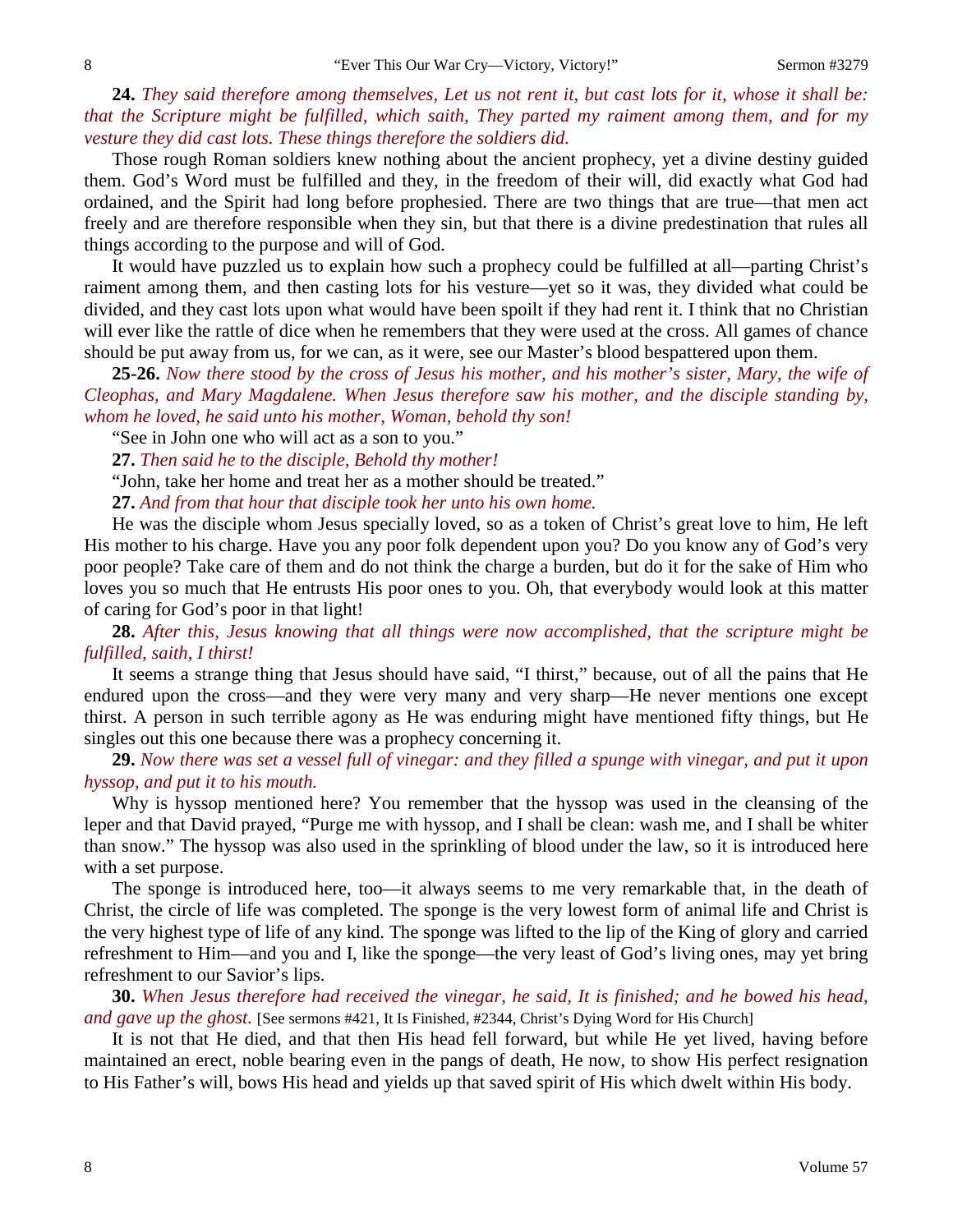**24.** *They said therefore among themselves, Let us not rent it, but cast lots for it, whose it shall be: that the Scripture might be fulfilled, which saith, They parted my raiment among them, and for my vesture they did cast lots. These things therefore the soldiers did.*

Those rough Roman soldiers knew nothing about the ancient prophecy, yet a divine destiny guided them. God's Word must be fulfilled and they, in the freedom of their will, did exactly what God had ordained, and the Spirit had long before prophesied. There are two things that are true—that men act freely and are therefore responsible when they sin, but that there is a divine predestination that rules all things according to the purpose and will of God.

It would have puzzled us to explain how such a prophecy could be fulfilled at all—parting Christ's raiment among them, and then casting lots for his vesture—yet so it was, they divided what could be divided, and they cast lots upon what would have been spoilt if they had rent it. I think that no Christian will ever like the rattle of dice when he remembers that they were used at the cross. All games of chance should be put away from us, for we can, as it were, see our Master's blood bespattered upon them.

**25-26.** *Now there stood by the cross of Jesus his mother, and his mother's sister, Mary, the wife of Cleophas, and Mary Magdalene. When Jesus therefore saw his mother, and the disciple standing by, whom he loved, he said unto his mother, Woman, behold thy son!*

"See in John one who will act as a son to you."

**27.** *Then said he to the disciple, Behold thy mother!*

"John, take her home and treat her as a mother should be treated."

**27.** *And from that hour that disciple took her unto his own home.*

He was the disciple whom Jesus specially loved, so as a token of Christ's great love to him, He left His mother to his charge. Have you any poor folk dependent upon you? Do you know any of God's very poor people? Take care of them and do not think the charge a burden, but do it for the sake of Him who loves you so much that He entrusts His poor ones to you. Oh, that everybody would look at this matter of caring for God's poor in that light!

**28.** *After this, Jesus knowing that all things were now accomplished, that the scripture might be fulfilled, saith, I thirst!*

It seems a strange thing that Jesus should have said, "I thirst," because, out of all the pains that He endured upon the cross—and they were very many and very sharp—He never mentions one except thirst. A person in such terrible agony as He was enduring might have mentioned fifty things, but He singles out this one because there was a prophecy concerning it.

**29.** *Now there was set a vessel full of vinegar: and they filled a spunge with vinegar, and put it upon hyssop, and put it to his mouth.*

Why is hyssop mentioned here? You remember that the hyssop was used in the cleansing of the leper and that David prayed, "Purge me with hyssop, and I shall be clean: wash me, and I shall be whiter than snow." The hyssop was also used in the sprinkling of blood under the law, so it is introduced here with a set purpose.

The sponge is introduced here, too—it always seems to me very remarkable that, in the death of Christ, the circle of life was completed. The sponge is the very lowest form of animal life and Christ is the very highest type of life of any kind. The sponge was lifted to the lip of the King of glory and carried refreshment to Him—and you and I, like the sponge—the very least of God's living ones, may yet bring refreshment to our Savior's lips.

**30.** *When Jesus therefore had received the vinegar, he said, It is finished; and he bowed his head, and gave up the ghost.* [See sermons #421, It Is Finished, #2344, Christ's Dying Word for His Church]

It is not that He died, and that then His head fell forward, but while He yet lived, having before maintained an erect, noble bearing even in the pangs of death, He now, to show His perfect resignation to His Father's will, bows His head and yields up that saved spirit of His which dwelt within His body.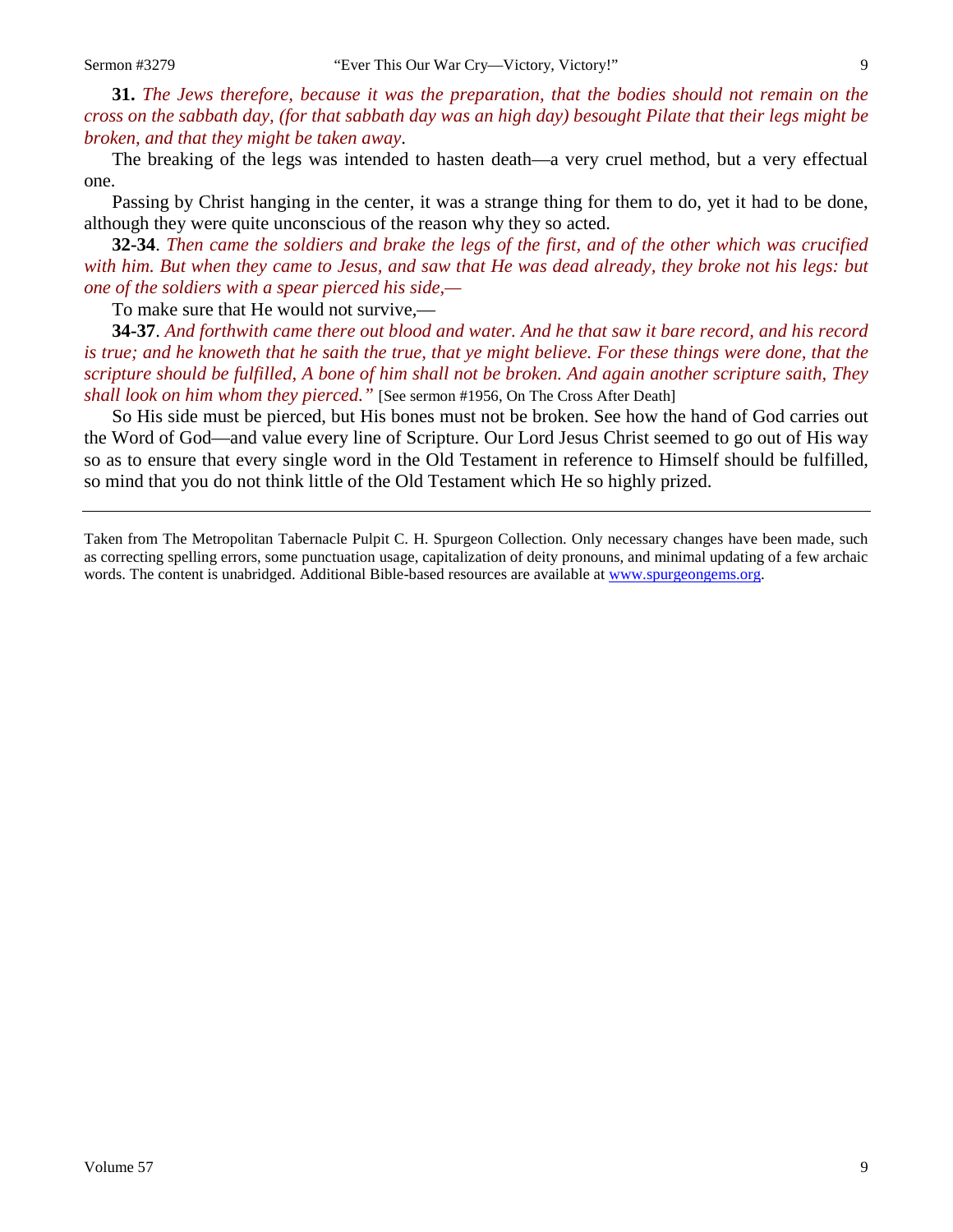**31.** *The Jews therefore, because it was the preparation, that the bodies should not remain on the cross on the sabbath day, (for that sabbath day was an high day) besought Pilate that their legs might be broken, and that they might be taken away*.

The breaking of the legs was intended to hasten death—a very cruel method, but a very effectual one.

Passing by Christ hanging in the center, it was a strange thing for them to do, yet it had to be done, although they were quite unconscious of the reason why they so acted.

**32-34**. *Then came the soldiers and brake the legs of the first, and of the other which was crucified with him. But when they came to Jesus, and saw that He was dead already, they broke not his legs: but one of the soldiers with a spear pierced his side,—*

To make sure that He would not survive,—

**34-37**. *And forthwith came there out blood and water. And he that saw it bare record, and his record is true; and he knoweth that he saith the true, that ye might believe. For these things were done, that the scripture should be fulfilled, A bone of him shall not be broken. And again another scripture saith, They shall look on him whom they pierced."* [See sermon #1956, On The Cross After Death]

So His side must be pierced, but His bones must not be broken. See how the hand of God carries out the Word of God—and value every line of Scripture. Our Lord Jesus Christ seemed to go out of His way so as to ensure that every single word in the Old Testament in reference to Himself should be fulfilled, so mind that you do not think little of the Old Testament which He so highly prized.

---

Taken from The Metropolitan Tabernacle Pulpit C. H. Spurgeon Collection. Only necessary changes have been made, such as correcting spelling errors, some punctuation usage, capitalization of deity pronouns, and minimal updating of a few archaic words. The content is unabridged. Additional Bible-based resources are available at www.spurgeongems.org.